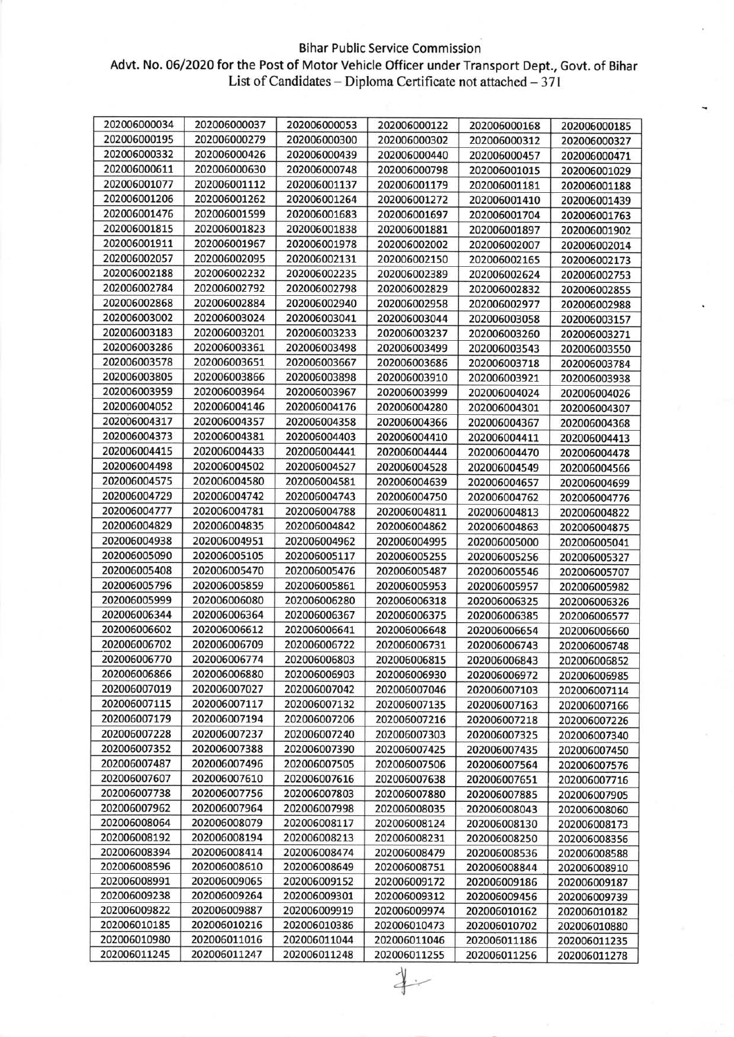Bihar Public Service Commission

Advt. No. 06/2020 for the Post of Motor Vehicle Officer under Transport Dept., Govt. of Bihar

List of Candidates – Diploma Certificate not attached – 371

| | | | | | |
|---|---|---|---|---|---|
| 202006000034 | 202006000037 | 202006000053 | 202006000122 | 202006000168 | 202006000185 |
| 202006000195 | 202006000279 | 202006000300 | 202006000302 | 202006000312 | 202006000327 |
| 202006000332 | 202006000426 | 202006000439 | 202006000440 | 202006000457 | 202006000471 |
| 202006000611 | 202006000630 | 202006000748 | 202006000798 | 202006001015 | 202006001029 |
| 202006001077 | 202006001112 | 202006001137 | 202006001179 | 202006001181 | 202006001188 |
| 202006001206 | 202006001262 | 202006001264 | 202006001272 | 202006001410 | 202006001439 |
| 202006001476 | 202006001599 | 202006001683 | 202006001697 | 202006001704 | 202006001763 |
| 202006001815 | 202006001823 | 202006001838 | 202006001881 | 202006001897 | 202006001902 |
| 202006001911 | 202006001967 | 202006001978 | 202006002002 | 202006002007 | 202006002014 |
| 202006002057 | 202006002095 | 202006002131 | 202006002150 | 202006002165 | 202006002173 |
| 202006002188 | 202006002232 | 202006002235 | 202006002389 | 202006002624 | 202006002753 |
| 202006002784 | 202006002792 | 202006002798 | 202006002829 | 202006002832 | 202006002855 |
| 202006002868 | 202006002884 | 202006002940 | 202006002958 | 202006002977 | 202006002988 |
| 202006003002 | 202006003024 | 202006003041 | 202006003044 | 202006003058 | 202006003157 |
| 202006003183 | 202006003201 | 202006003233 | 202006003237 | 202006003260 | 202006003271 |
| 202006003286 | 202006003361 | 202006003498 | 202006003499 | 202006003543 | 202006003550 |
| 202006003578 | 202006003651 | 202006003667 | 202006003686 | 202006003718 | 202006003784 |
| 202006003805 | 202006003866 | 202006003898 | 202006003910 | 202006003921 | 202006003938 |
| 202006003959 | 202006003964 | 202006003967 | 202006003999 | 202006004024 | 202006004026 |
| 202006004052 | 202006004146 | 202006004176 | 202006004280 | 202006004301 | 202006004307 |
| 202006004317 | 202006004357 | 202006004358 | 202006004366 | 202006004367 | 202006004368 |
| 202006004373 | 202006004381 | 202006004403 | 202006004410 | 202006004411 | 202006004413 |
| 202006004415 | 202006004433 | 202006004441 | 202006004444 | 202006004470 | 202006004478 |
| 202006004498 | 202006004502 | 202006004527 | 202006004528 | 202006004549 | 202006004566 |
| 202006004575 | 202006004580 | 202006004581 | 202006004639 | 202006004657 | 202006004699 |
| 202006004729 | 202006004742 | 202006004743 | 202006004750 | 202006004762 | 202006004776 |
| 202006004777 | 202006004781 | 202006004788 | 202006004811 | 202006004813 | 202006004822 |
| 202006004829 | 202006004835 | 202006004842 | 202006004862 | 202006004863 | 202006004875 |
| 202006004938 | 202006004951 | 202006004962 | 202006004995 | 202006005000 | 202006005041 |
| 202006005090 | 202006005105 | 202006005117 | 202006005255 | 202006005256 | 202006005327 |
| 202006005408 | 202006005470 | 202006005476 | 202006005487 | 202006005546 | 202006005707 |
| 202006005796 | 202006005859 | 202006005861 | 202006005953 | 202006005957 | 202006005982 |
| 202006005999 | 202006006080 | 202006006280 | 202006006318 | 202006006325 | 202006006326 |
| 202006006344 | 202006006364 | 202006006367 | 202006006375 | 202006006385 | 202006006577 |
| 202006006602 | 202006006612 | 202006006641 | 202006006648 | 202006006654 | 202006006660 |
| 202006006702 | 202006006709 | 202006006722 | 202006006731 | 202006006743 | 202006006748 |
| 202006006770 | 202006006774 | 202006006803 | 202006006815 | 202006006843 | 202006006852 |
| 202006006866 | 202006006880 | 202006006903 | 202006006930 | 202006006972 | 202006006985 |
| 202006007019 | 202006007027 | 202006007042 | 202006007046 | 202006007103 | 202006007114 |
| 202006007115 | 202006007117 | 202006007132 | 202006007135 | 202006007163 | 202006007166 |
| 202006007179 | 202006007194 | 202006007206 | 202006007216 | 202006007218 | 202006007226 |
| 202006007228 | 202006007237 | 202006007240 | 202006007303 | 202006007325 | 202006007340 |
| 202006007352 | 202006007388 | 202006007390 | 202006007425 | 202006007435 | 202006007450 |
| 202006007487 | 202006007496 | 202006007505 | 202006007506 | 202006007564 | 202006007576 |
| 202006007607 | 202006007610 | 202006007616 | 202006007638 | 202006007651 | 202006007716 |
| 202006007738 | 202006007756 | 202006007803 | 202006007880 | 202006007885 | 202006007905 |
| 202006007962 | 202006007964 | 202006007998 | 202006008035 | 202006008043 | 202006008060 |
| 202006008064 | 202006008079 | 202006008117 | 202006008124 | 202006008130 | 202006008173 |
| 202006008192 | 202006008194 | 202006008213 | 202006008231 | 202006008250 | 202006008356 |
| 202006008394 | 202006008414 | 202006008474 | 202006008479 | 202006008536 | 202006008588 |
| 202006008596 | 202006008610 | 202006008649 | 202006008751 | 202006008844 | 202006008910 |
| 202006008991 | 202006009065 | 202006009152 | 202006009172 | 202006009186 | 202006009187 |
| 202006009238 | 202006009264 | 202006009301 | 202006009312 | 202006009456 | 202006009739 |
| 202006009822 | 202006009887 | 202006009919 | 202006009974 | 202006010162 | 202006010182 |
| 202006010185 | 202006010216 | 202006010386 | 202006010473 | 202006010702 | 202006010880 |
| 202006010980 | 202006011016 | 202006011044 | 202006011046 | 202006011186 | 202006011235 |
| 202006011245 | 202006011247 | 202006011248 | 202006011255 | 202006011256 | 202006011278 |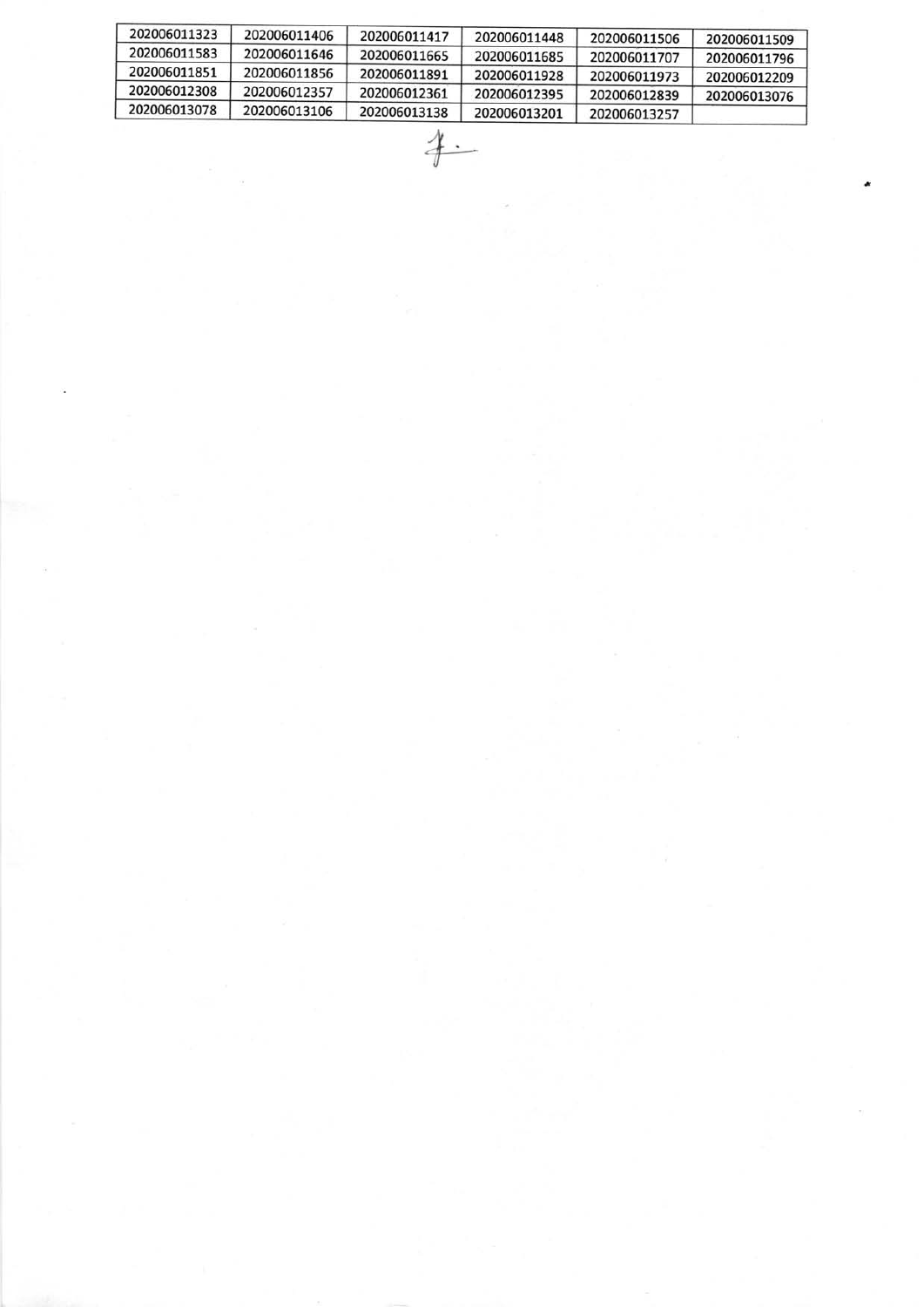| | | | | | |
|---|---|---|---|---|---|
| 202006011323 | 202006011406 | 202006011417 | 202006011448 | 202006011506 | 202006011509 |
| 202006011583 | 202006011646 | 202006011665 | 202006011685 | 202006011707 | 202006011796 |
| 202006011851 | 202006011856 | 202006011891 | 202006011928 | 202006011973 | 202006012209 |
| 202006012308 | 202006012357 | 202006012361 | 202006012395 | 202006012839 | 202006013076 |
| 202006013078 | 202006013106 | 202006013138 | 202006013201 | 202006013257 | |